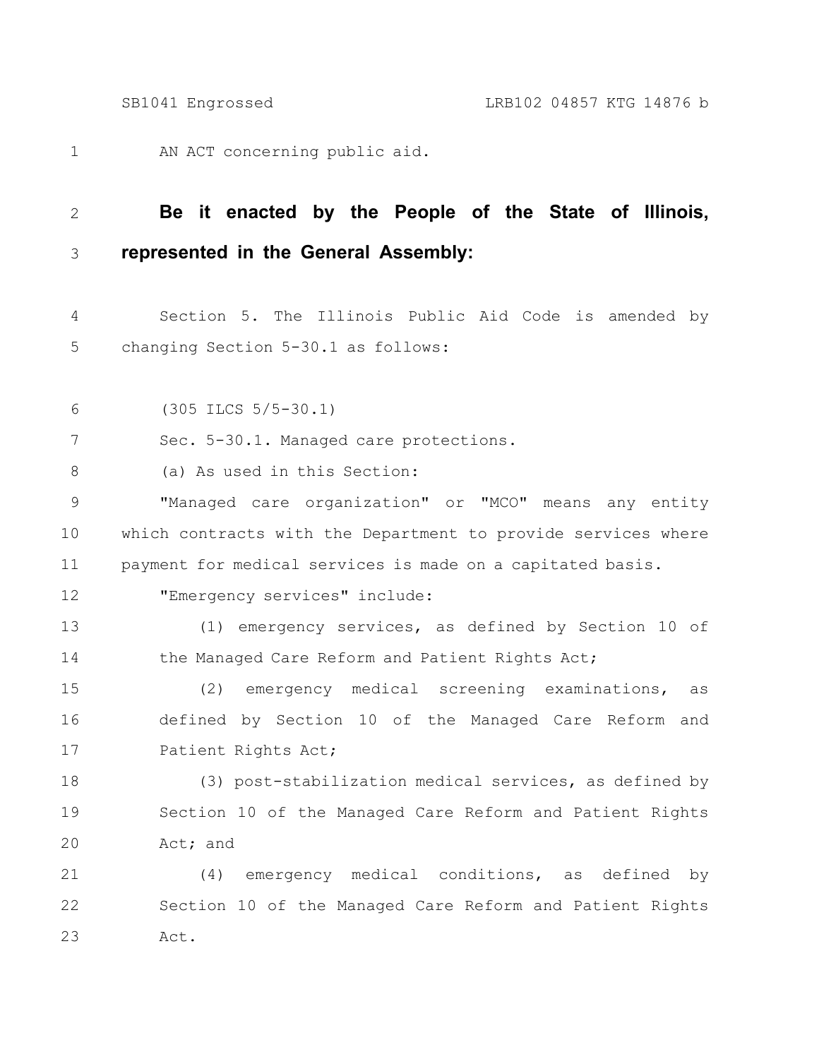AN ACT concerning public aid.

**Be it enacted by the People of the State of Illinois, represented in the General Assembly:**

Section 5. The Illinois Public Aid Code is amended by changing Section 5-30.1 as follows:

(305 ILCS 5/5-30.1)

Sec. 5-30.1. Managed care protections.

(a) As used in this Section:

"Managed care organization" or "MCO" means any entity which contracts with the Department to provide services where payment for medical services is made on a capitated basis.

"Emergency services" include:

(1) emergency services, as defined by Section 10 of the Managed Care Reform and Patient Rights Act;

(2) emergency medical screening examinations, as defined by Section 10 of the Managed Care Reform and Patient Rights Act;

(3) post-stabilization medical services, as defined by Section 10 of the Managed Care Reform and Patient Rights Act; and

(4) emergency medical conditions, as defined by Section 10 of the Managed Care Reform and Patient Rights Act.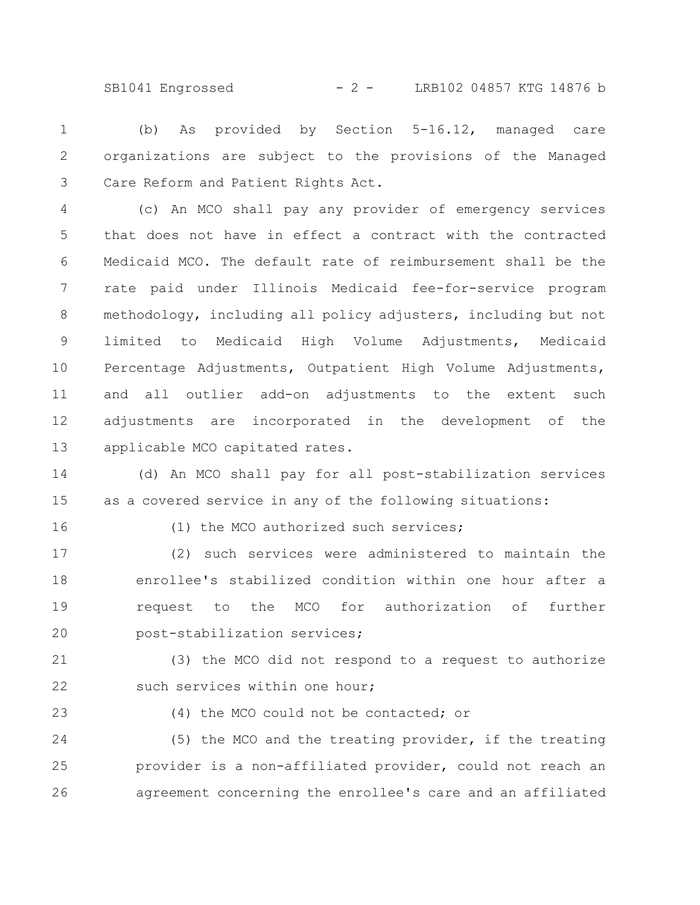(b) As provided by Section 5-16.12, managed care organizations are subject to the provisions of the Managed Care Reform and Patient Rights Act.

(c) An MCO shall pay any provider of emergency services that does not have in effect a contract with the contracted Medicaid MCO. The default rate of reimbursement shall be the rate paid under Illinois Medicaid fee-for-service program methodology, including all policy adjusters, including but not limited to Medicaid High Volume Adjustments, Medicaid Percentage Adjustments, Outpatient High Volume Adjustments, and all outlier add-on adjustments to the extent such adjustments are incorporated in the development of the applicable MCO capitated rates.

(d) An MCO shall pay for all post-stabilization services as a covered service in any of the following situations:

(1) the MCO authorized such services;

(2) such services were administered to maintain the enrollee's stabilized condition within one hour after a request to the MCO for authorization of further post-stabilization services;

(3) the MCO did not respond to a request to authorize such services within one hour;

(4) the MCO could not be contacted; or

(5) the MCO and the treating provider, if the treating provider is a non-affiliated provider, could not reach an agreement concerning the enrollee's care and an affiliated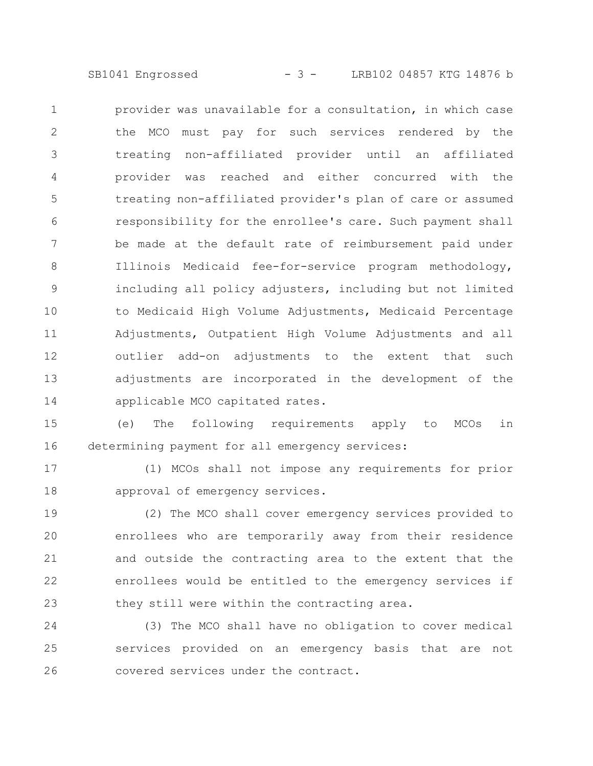provider was unavailable for a consultation, in which case the MCO must pay for such services rendered by the treating non-affiliated provider until an affiliated provider was reached and either concurred with the treating non-affiliated provider's plan of care or assumed responsibility for the enrollee's care. Such payment shall be made at the default rate of reimbursement paid under Illinois Medicaid fee-for-service program methodology, including all policy adjusters, including but not limited to Medicaid High Volume Adjustments, Medicaid Percentage Adjustments, Outpatient High Volume Adjustments and all outlier add-on adjustments to the extent that such adjustments are incorporated in the development of the applicable MCO capitated rates.

(e) The following requirements apply to MCOs in determining payment for all emergency services:

(1) MCOs shall not impose any requirements for prior approval of emergency services.

(2) The MCO shall cover emergency services provided to enrollees who are temporarily away from their residence and outside the contracting area to the extent that the enrollees would be entitled to the emergency services if they still were within the contracting area.

(3) The MCO shall have no obligation to cover medical services provided on an emergency basis that are not covered services under the contract.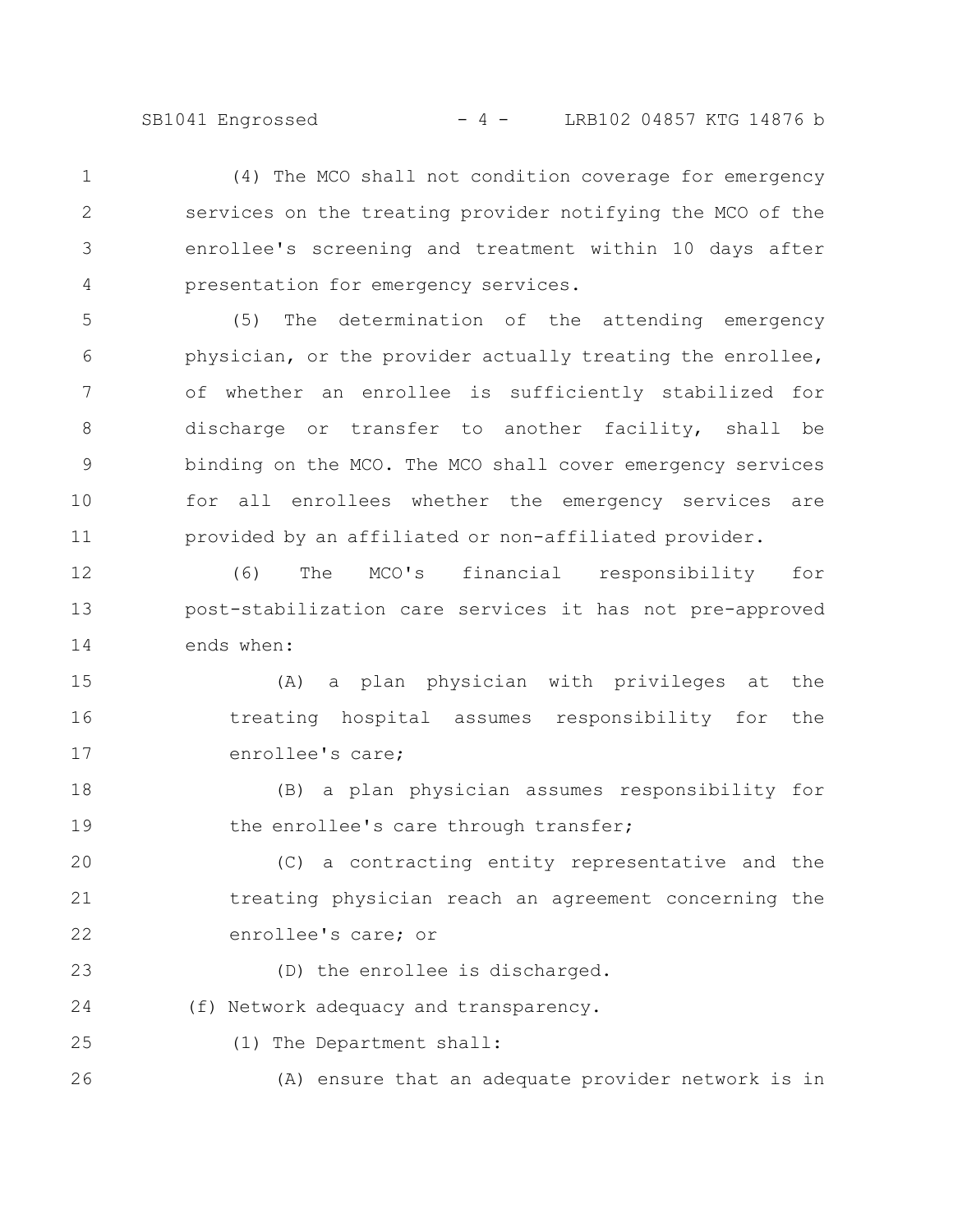(4) The MCO shall not condition coverage for emergency services on the treating provider notifying the MCO of the enrollee's screening and treatment within 10 days after presentation for emergency services.

(5) The determination of the attending emergency physician, or the provider actually treating the enrollee, of whether an enrollee is sufficiently stabilized for discharge or transfer to another facility, shall be binding on the MCO. The MCO shall cover emergency services for all enrollees whether the emergency services are provided by an affiliated or non-affiliated provider.

(6) The MCO's financial responsibility for post-stabilization care services it has not pre-approved ends when:

(A) a plan physician with privileges at the treating hospital assumes responsibility for the enrollee's care;

(B) a plan physician assumes responsibility for the enrollee's care through transfer;

(C) a contracting entity representative and the treating physician reach an agreement concerning the enrollee's care; or

(D) the enrollee is discharged.

(f) Network adequacy and transparency.

(1) The Department shall:

(A) ensure that an adequate provider network is in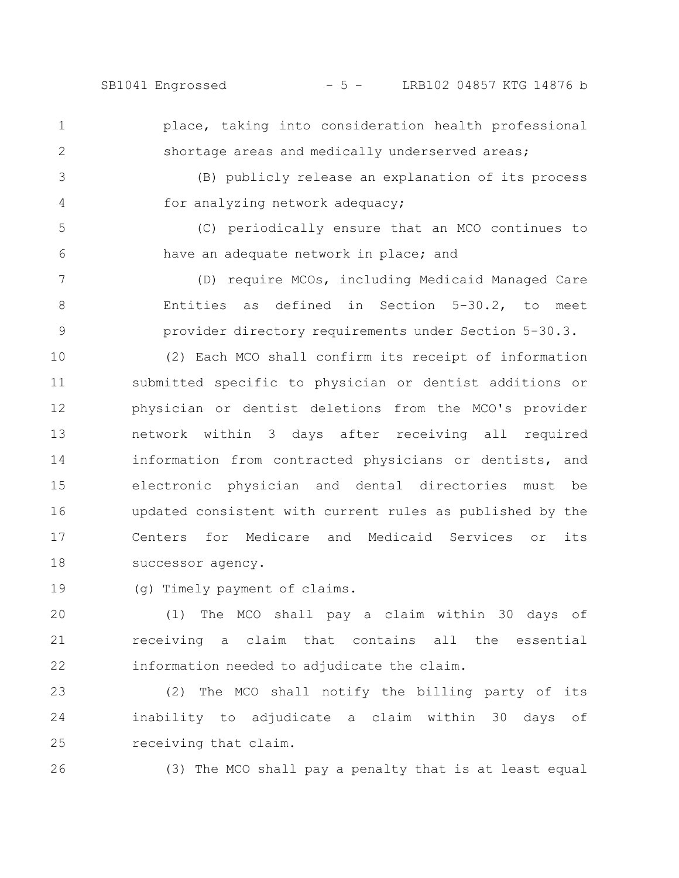place, taking into consideration health professional shortage areas and medically underserved areas;

(B) publicly release an explanation of its process for analyzing network adequacy;

(C) periodically ensure that an MCO continues to have an adequate network in place; and

(D) require MCOs, including Medicaid Managed Care Entities as defined in Section 5-30.2, to meet provider directory requirements under Section 5-30.3.

(2) Each MCO shall confirm its receipt of information submitted specific to physician or dentist additions or physician or dentist deletions from the MCO's provider network within 3 days after receiving all required information from contracted physicians or dentists, and electronic physician and dental directories must be updated consistent with current rules as published by the Centers for Medicare and Medicaid Services or its successor agency.

(g) Timely payment of claims.

(1) The MCO shall pay a claim within 30 days of receiving a claim that contains all the essential information needed to adjudicate the claim.

(2) The MCO shall notify the billing party of its inability to adjudicate a claim within 30 days of receiving that claim.

(3) The MCO shall pay a penalty that is at least equal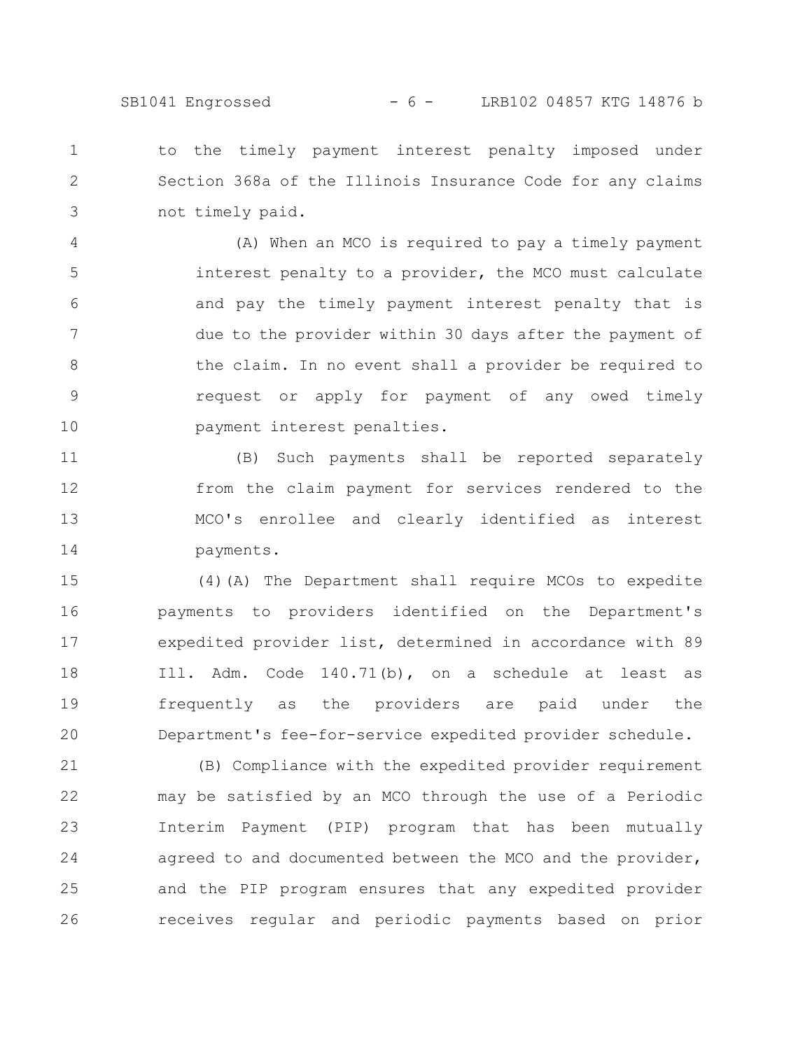to the timely payment interest penalty imposed under Section 368a of the Illinois Insurance Code for any claims not timely paid.

(A) When an MCO is required to pay a timely payment interest penalty to a provider, the MCO must calculate and pay the timely payment interest penalty that is due to the provider within 30 days after the payment of the claim. In no event shall a provider be required to request or apply for payment of any owed timely payment interest penalties.

(B) Such payments shall be reported separately from the claim payment for services rendered to the MCO's enrollee and clearly identified as interest payments.

(4)(A) The Department shall require MCOs to expedite payments to providers identified on the Department's expedited provider list, determined in accordance with 89 Ill. Adm. Code 140.71(b), on a schedule at least as frequently as the providers are paid under the Department's fee-for-service expedited provider schedule.

(B) Compliance with the expedited provider requirement may be satisfied by an MCO through the use of a Periodic Interim Payment (PIP) program that has been mutually agreed to and documented between the MCO and the provider, and the PIP program ensures that any expedited provider receives regular and periodic payments based on prior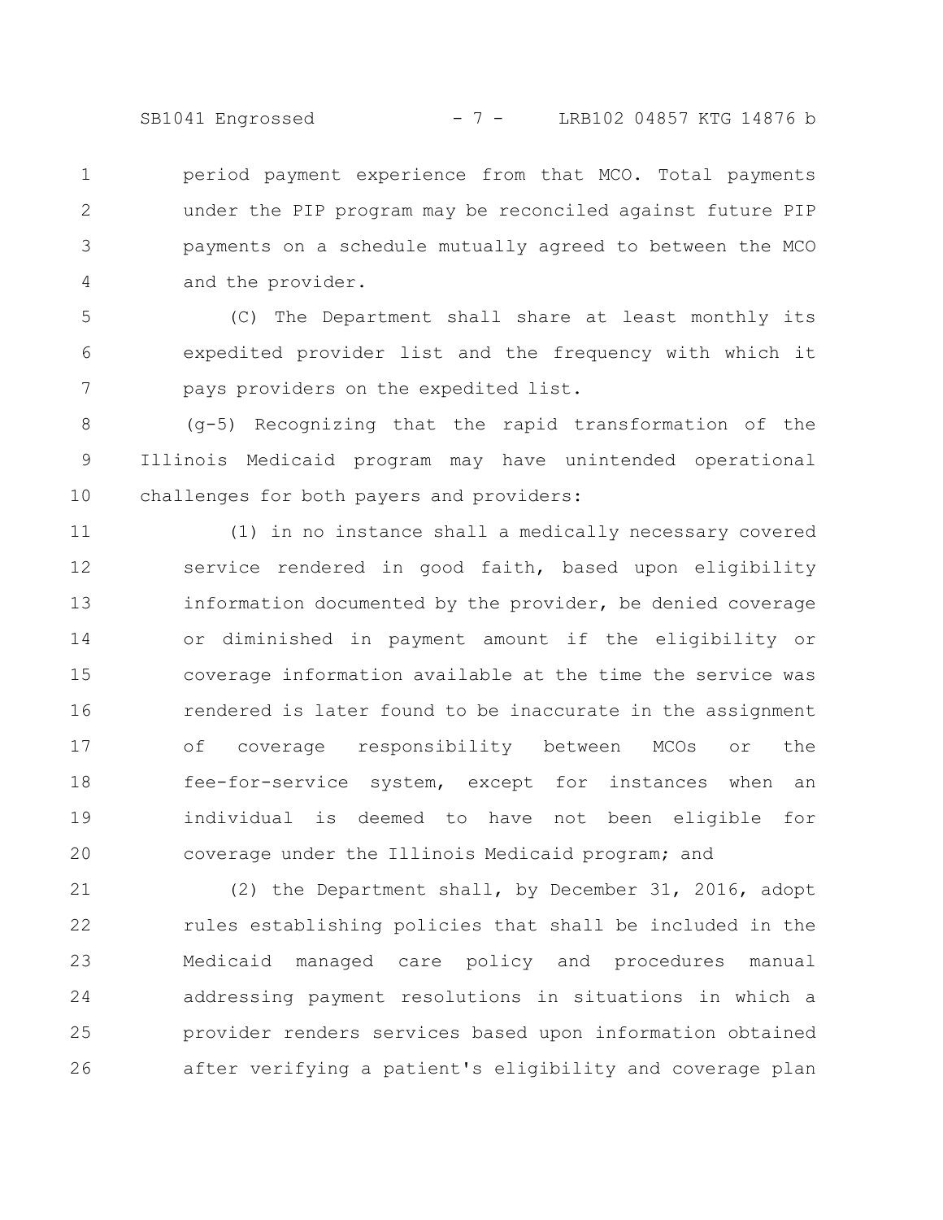period payment experience from that MCO. Total payments under the PIP program may be reconciled against future PIP payments on a schedule mutually agreed to between the MCO and the provider.

(C) The Department shall share at least monthly its expedited provider list and the frequency with which it pays providers on the expedited list.

(g-5) Recognizing that the rapid transformation of the Illinois Medicaid program may have unintended operational challenges for both payers and providers:

(1) in no instance shall a medically necessary covered service rendered in good faith, based upon eligibility information documented by the provider, be denied coverage or diminished in payment amount if the eligibility or coverage information available at the time the service was rendered is later found to be inaccurate in the assignment of coverage responsibility between MCOs or the fee-for-service system, except for instances when an individual is deemed to have not been eligible for coverage under the Illinois Medicaid program; and

(2) the Department shall, by December 31, 2016, adopt rules establishing policies that shall be included in the Medicaid managed care policy and procedures manual addressing payment resolutions in situations in which a provider renders services based upon information obtained after verifying a patient's eligibility and coverage plan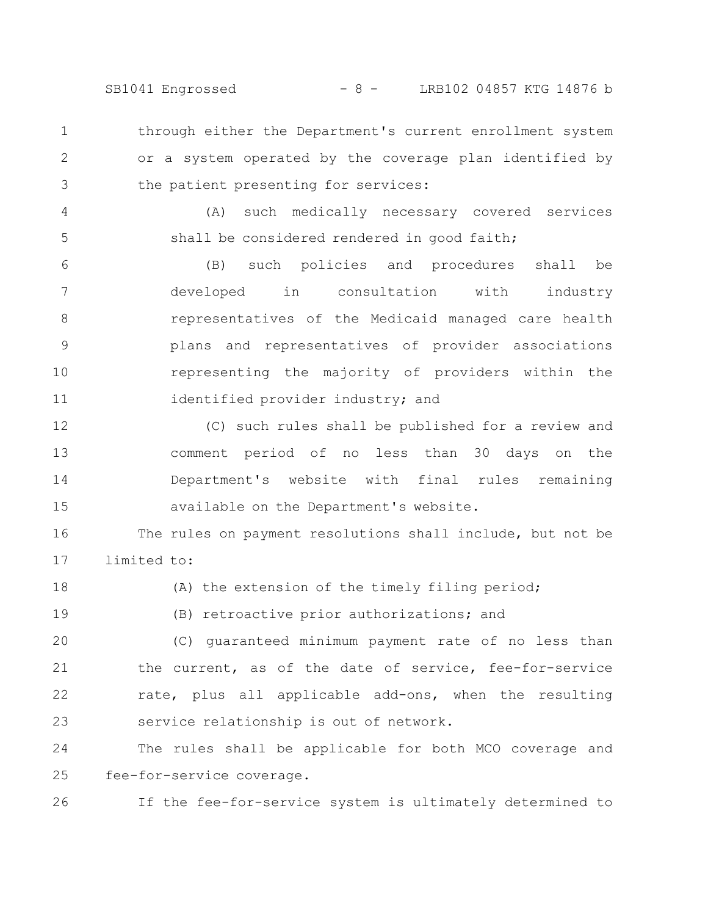through either the Department's current enrollment system or a system operated by the coverage plan identified by the patient presenting for services:

(A) such medically necessary covered services shall be considered rendered in good faith;

(B) such policies and procedures shall be developed in consultation with industry representatives of the Medicaid managed care health plans and representatives of provider associations representing the majority of providers within the identified provider industry; and

(C) such rules shall be published for a review and comment period of no less than 30 days on the Department's website with final rules remaining available on the Department's website.

The rules on payment resolutions shall include, but not be limited to:

(A) the extension of the timely filing period;

(B) retroactive prior authorizations; and

(C) guaranteed minimum payment rate of no less than the current, as of the date of service, fee-for-service rate, plus all applicable add-ons, when the resulting service relationship is out of network.

The rules shall be applicable for both MCO coverage and fee-for-service coverage.

If the fee-for-service system is ultimately determined to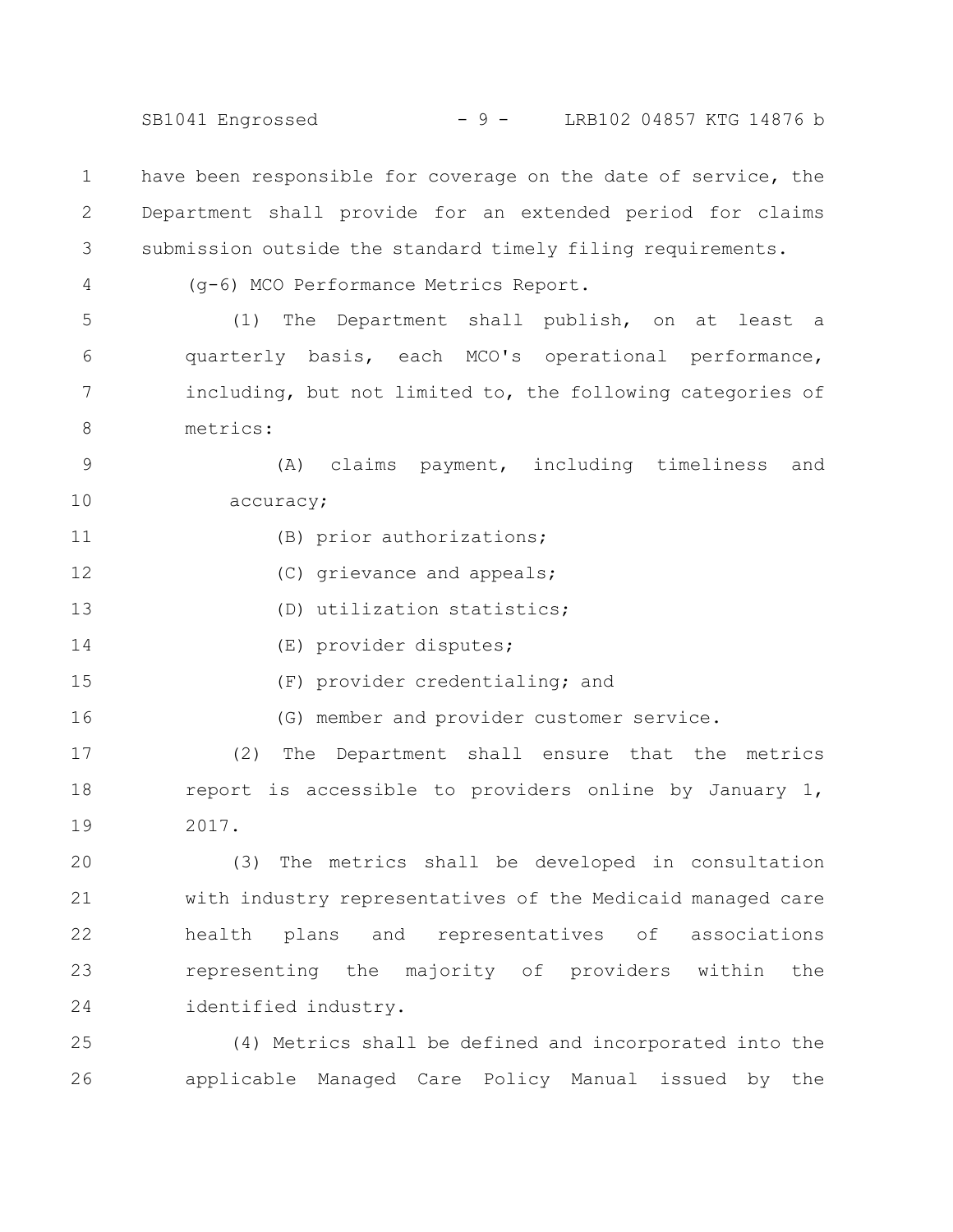have been responsible for coverage on the date of service, the Department shall provide for an extended period for claims submission outside the standard timely filing requirements.

(g-6) MCO Performance Metrics Report.

(1) The Department shall publish, on at least a quarterly basis, each MCO's operational performance, including, but not limited to, the following categories of metrics:

(A) claims payment, including timeliness and accuracy;

(B) prior authorizations;

(C) grievance and appeals;

(D) utilization statistics;

(E) provider disputes;

(F) provider credentialing; and

(G) member and provider customer service.

(2) The Department shall ensure that the metrics report is accessible to providers online by January 1, 2017.

(3) The metrics shall be developed in consultation with industry representatives of the Medicaid managed care health plans and representatives of associations representing the majority of providers within the identified industry.

(4) Metrics shall be defined and incorporated into the applicable Managed Care Policy Manual issued by the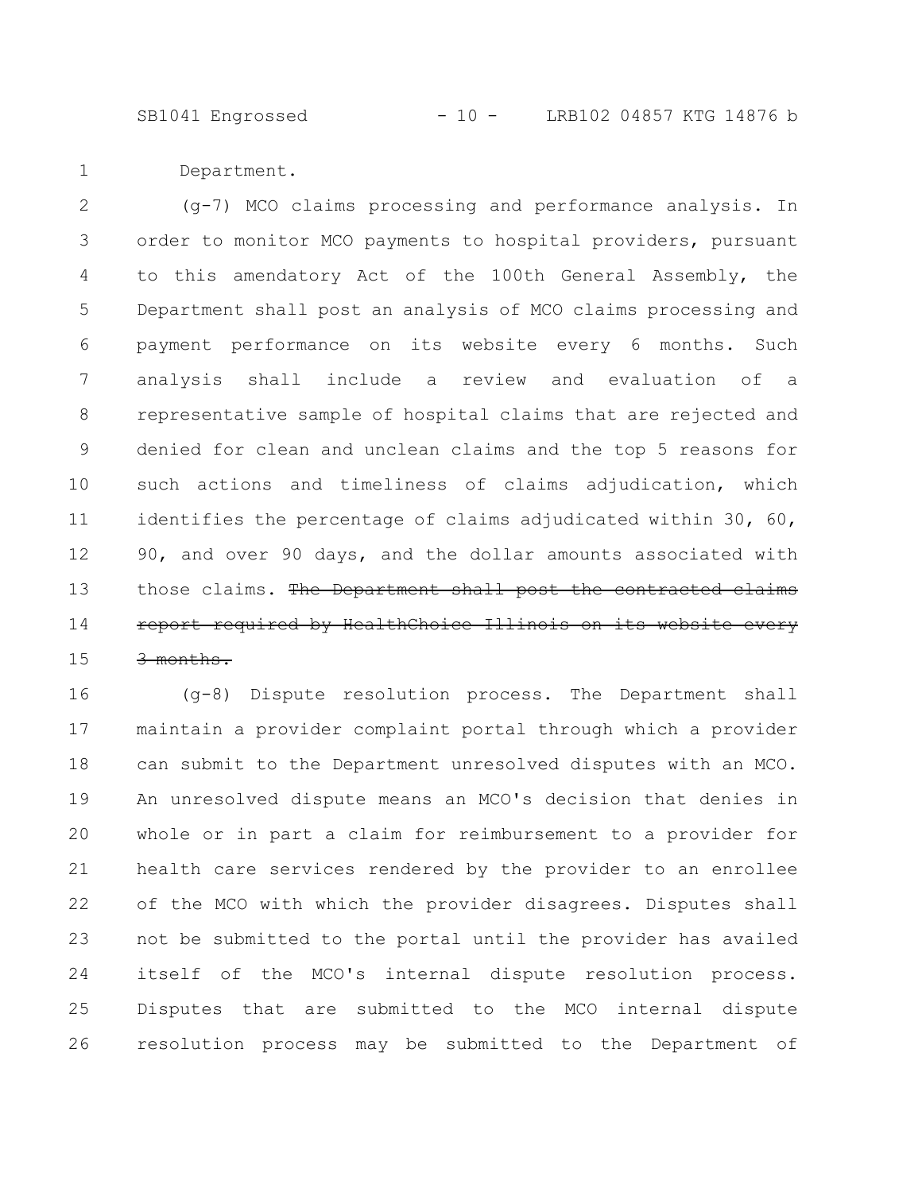Department.

(g-7) MCO claims processing and performance analysis. In order to monitor MCO payments to hospital providers, pursuant to this amendatory Act of the 100th General Assembly, the Department shall post an analysis of MCO claims processing and payment performance on its website every 6 months. Such analysis shall include a review and evaluation of a representative sample of hospital claims that are rejected and denied for clean and unclean claims and the top 5 reasons for such actions and timeliness of claims adjudication, which identifies the percentage of claims adjudicated within 30, 60, 90, and over 90 days, and the dollar amounts associated with those claims. ~~The Department shall post the contracted claims report required by HealthChoice Illinois on its website every 3 months.~~

(g-8) Dispute resolution process. The Department shall maintain a provider complaint portal through which a provider can submit to the Department unresolved disputes with an MCO. An unresolved dispute means an MCO's decision that denies in whole or in part a claim for reimbursement to a provider for health care services rendered by the provider to an enrollee of the MCO with which the provider disagrees. Disputes shall not be submitted to the portal until the provider has availed itself of the MCO's internal dispute resolution process. Disputes that are submitted to the MCO internal dispute resolution process may be submitted to the Department of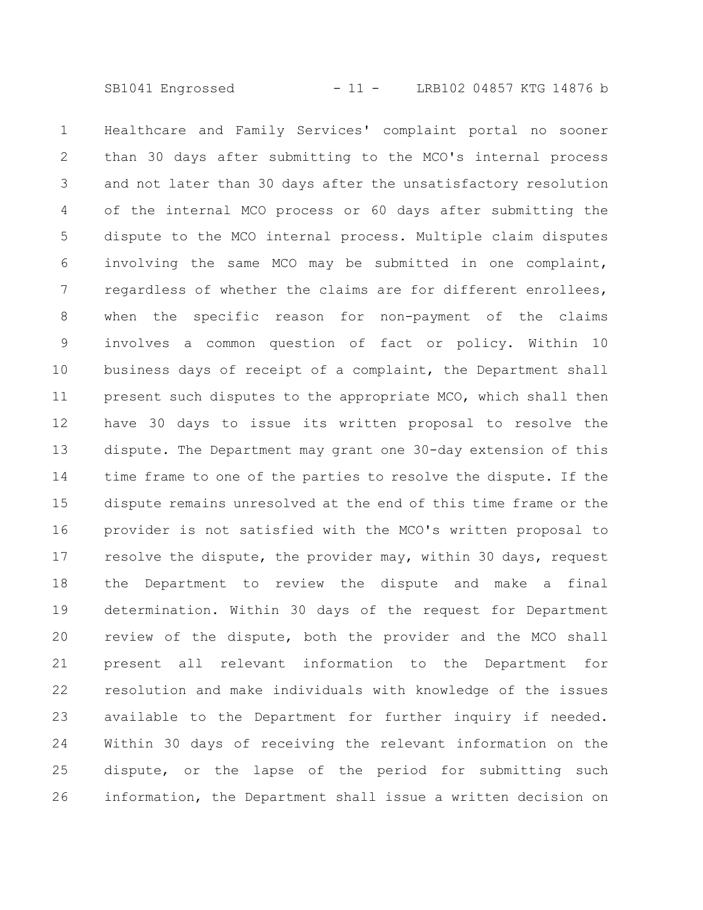Healthcare and Family Services' complaint portal no sooner than 30 days after submitting to the MCO's internal process and not later than 30 days after the unsatisfactory resolution of the internal MCO process or 60 days after submitting the dispute to the MCO internal process. Multiple claim disputes involving the same MCO may be submitted in one complaint, regardless of whether the claims are for different enrollees, when the specific reason for non-payment of the claims involves a common question of fact or policy. Within 10 business days of receipt of a complaint, the Department shall present such disputes to the appropriate MCO, which shall then have 30 days to issue its written proposal to resolve the dispute. The Department may grant one 30-day extension of this time frame to one of the parties to resolve the dispute. If the dispute remains unresolved at the end of this time frame or the provider is not satisfied with the MCO's written proposal to resolve the dispute, the provider may, within 30 days, request the Department to review the dispute and make a final determination. Within 30 days of the request for Department review of the dispute, both the provider and the MCO shall present all relevant information to the Department for resolution and make individuals with knowledge of the issues available to the Department for further inquiry if needed. Within 30 days of receiving the relevant information on the dispute, or the lapse of the period for submitting such information, the Department shall issue a written decision on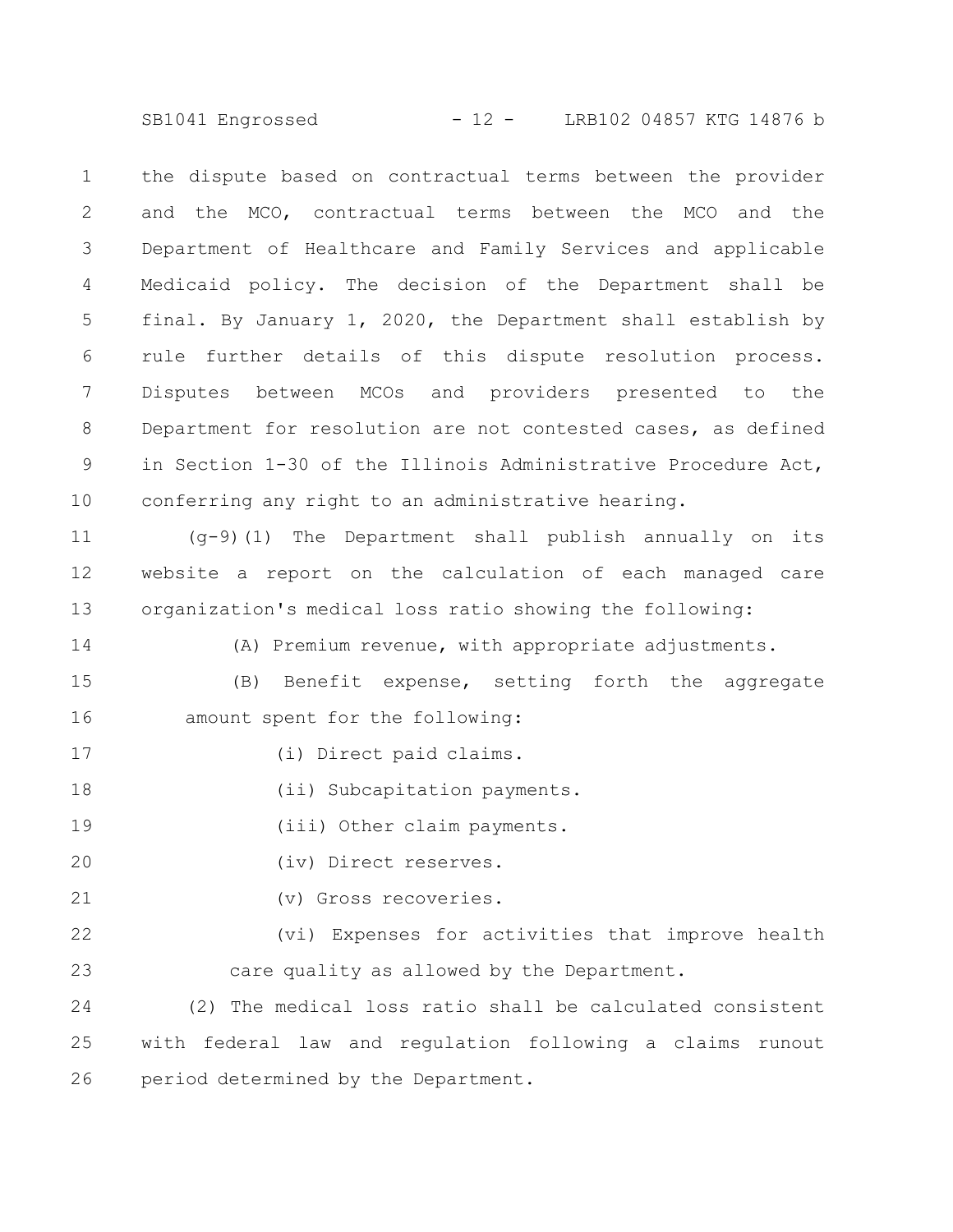the dispute based on contractual terms between the provider and the MCO, contractual terms between the MCO and the Department of Healthcare and Family Services and applicable Medicaid policy. The decision of the Department shall be final. By January 1, 2020, the Department shall establish by rule further details of this dispute resolution process. Disputes between MCOs and providers presented to the Department for resolution are not contested cases, as defined in Section 1-30 of the Illinois Administrative Procedure Act, conferring any right to an administrative hearing.

(g-9)(1) The Department shall publish annually on its website a report on the calculation of each managed care organization's medical loss ratio showing the following:

(A) Premium revenue, with appropriate adjustments.

(B) Benefit expense, setting forth the aggregate amount spent for the following:

(i) Direct paid claims.

(ii) Subcapitation payments.

(iii) Other claim payments.

(iv) Direct reserves.

(v) Gross recoveries.

(vi) Expenses for activities that improve health care quality as allowed by the Department.

(2) The medical loss ratio shall be calculated consistent with federal law and regulation following a claims runout period determined by the Department.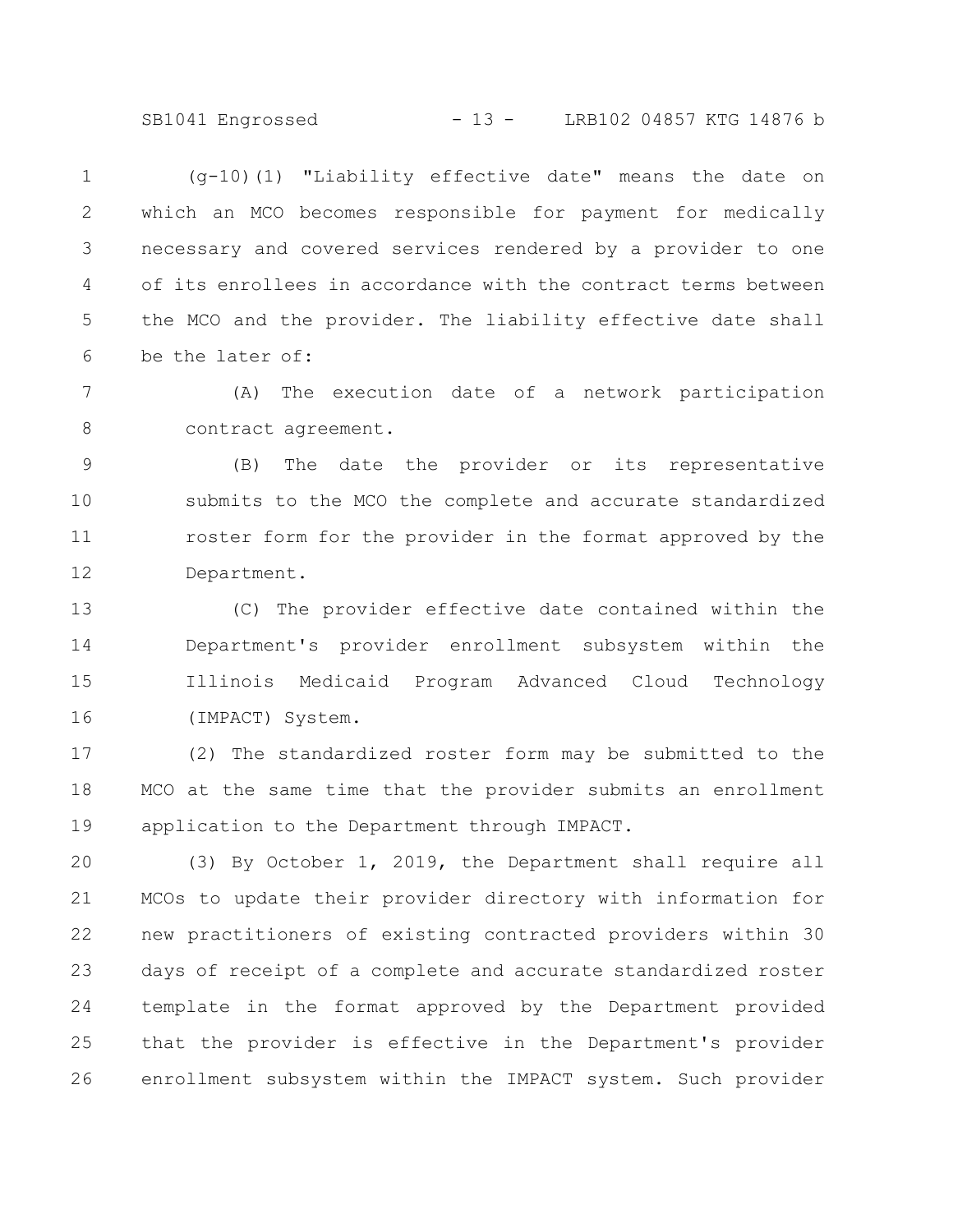(g-10)(1) "Liability effective date" means the date on which an MCO becomes responsible for payment for medically necessary and covered services rendered by a provider to one of its enrollees in accordance with the contract terms between the MCO and the provider. The liability effective date shall be the later of:

(A) The execution date of a network participation contract agreement.

(B) The date the provider or its representative submits to the MCO the complete and accurate standardized roster form for the provider in the format approved by the Department.

(C) The provider effective date contained within the Department's provider enrollment subsystem within the Illinois Medicaid Program Advanced Cloud Technology (IMPACT) System.

(2) The standardized roster form may be submitted to the MCO at the same time that the provider submits an enrollment application to the Department through IMPACT.

(3) By October 1, 2019, the Department shall require all MCOs to update their provider directory with information for new practitioners of existing contracted providers within 30 days of receipt of a complete and accurate standardized roster template in the format approved by the Department provided that the provider is effective in the Department's provider enrollment subsystem within the IMPACT system. Such provider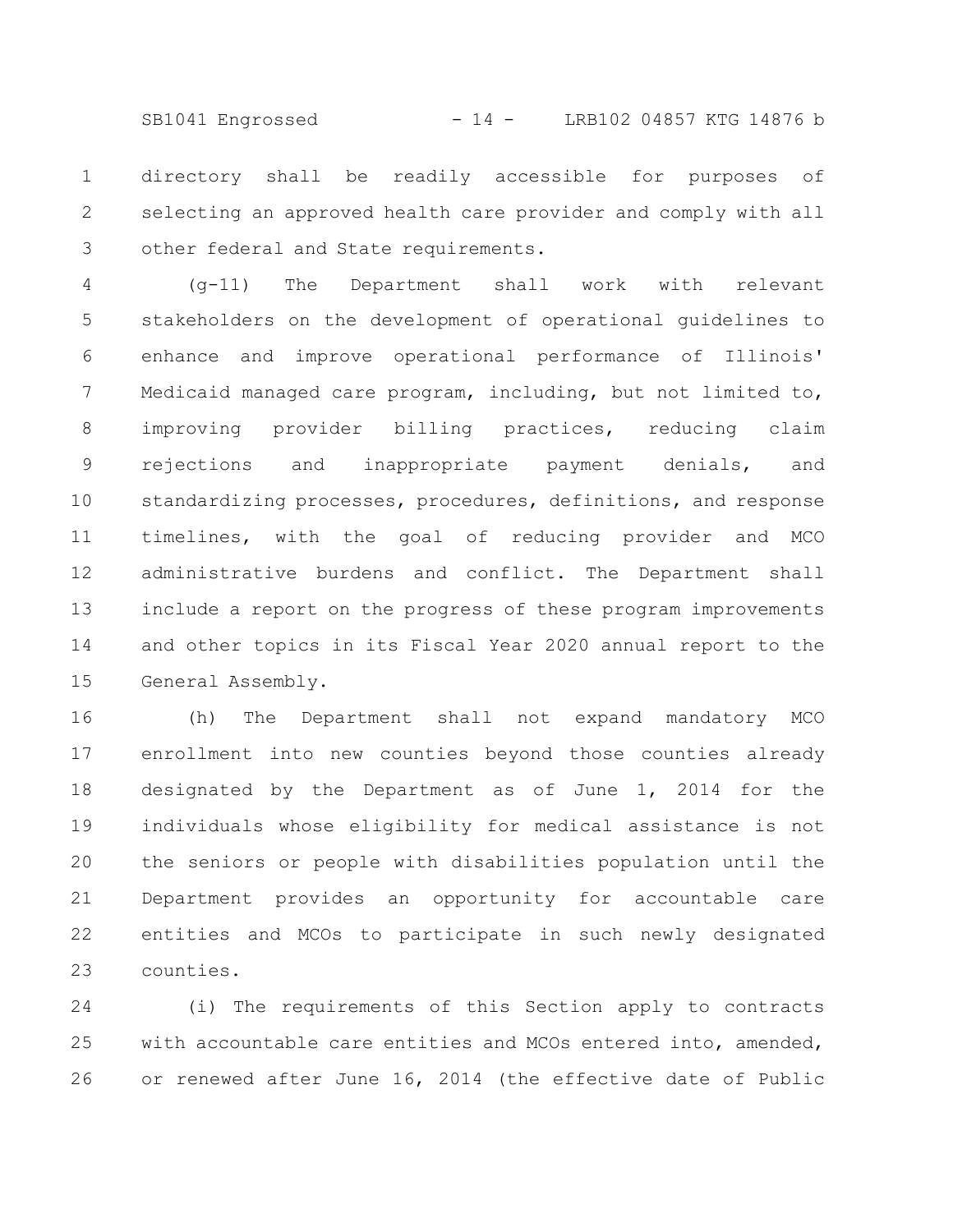directory shall be readily accessible for purposes of selecting an approved health care provider and comply with all other federal and State requirements.

(g-11) The Department shall work with relevant stakeholders on the development of operational guidelines to enhance and improve operational performance of Illinois' Medicaid managed care program, including, but not limited to, improving provider billing practices, reducing claim rejections and inappropriate payment denials, and standardizing processes, procedures, definitions, and response timelines, with the goal of reducing provider and MCO administrative burdens and conflict. The Department shall include a report on the progress of these program improvements and other topics in its Fiscal Year 2020 annual report to the General Assembly.

(h) The Department shall not expand mandatory MCO enrollment into new counties beyond those counties already designated by the Department as of June 1, 2014 for the individuals whose eligibility for medical assistance is not the seniors or people with disabilities population until the Department provides an opportunity for accountable care entities and MCOs to participate in such newly designated counties.

(i) The requirements of this Section apply to contracts with accountable care entities and MCOs entered into, amended, or renewed after June 16, 2014 (the effective date of Public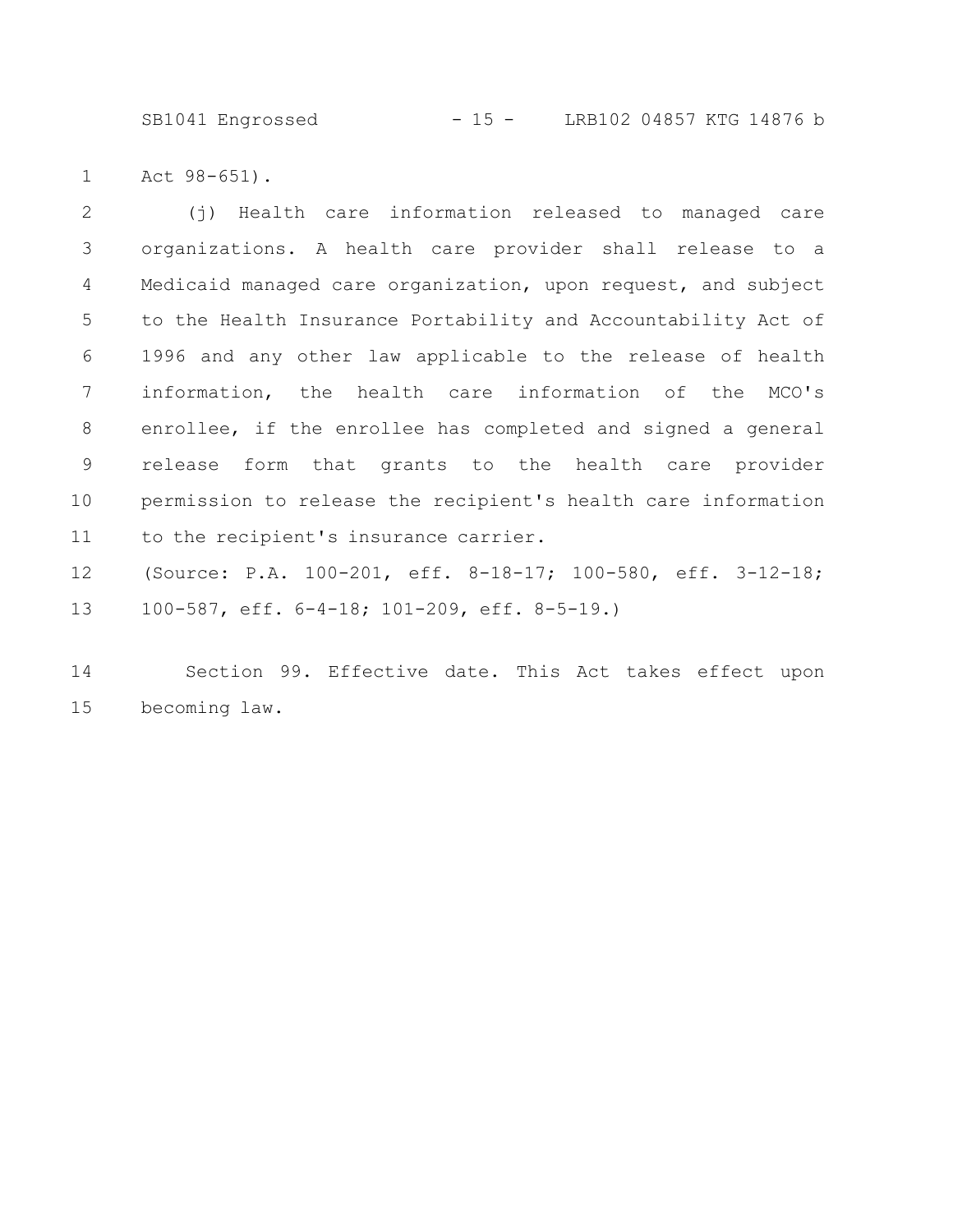Act 98-651).

(j) Health care information released to managed care organizations. A health care provider shall release to a Medicaid managed care organization, upon request, and subject to the Health Insurance Portability and Accountability Act of 1996 and any other law applicable to the release of health information, the health care information of the MCO's enrollee, if the enrollee has completed and signed a general release form that grants to the health care provider permission to release the recipient's health care information to the recipient's insurance carrier.

(Source: P.A. 100-201, eff. 8-18-17; 100-580, eff. 3-12-18; 100-587, eff. 6-4-18; 101-209, eff. 8-5-19.)

Section 99. Effective date. This Act takes effect upon becoming law.